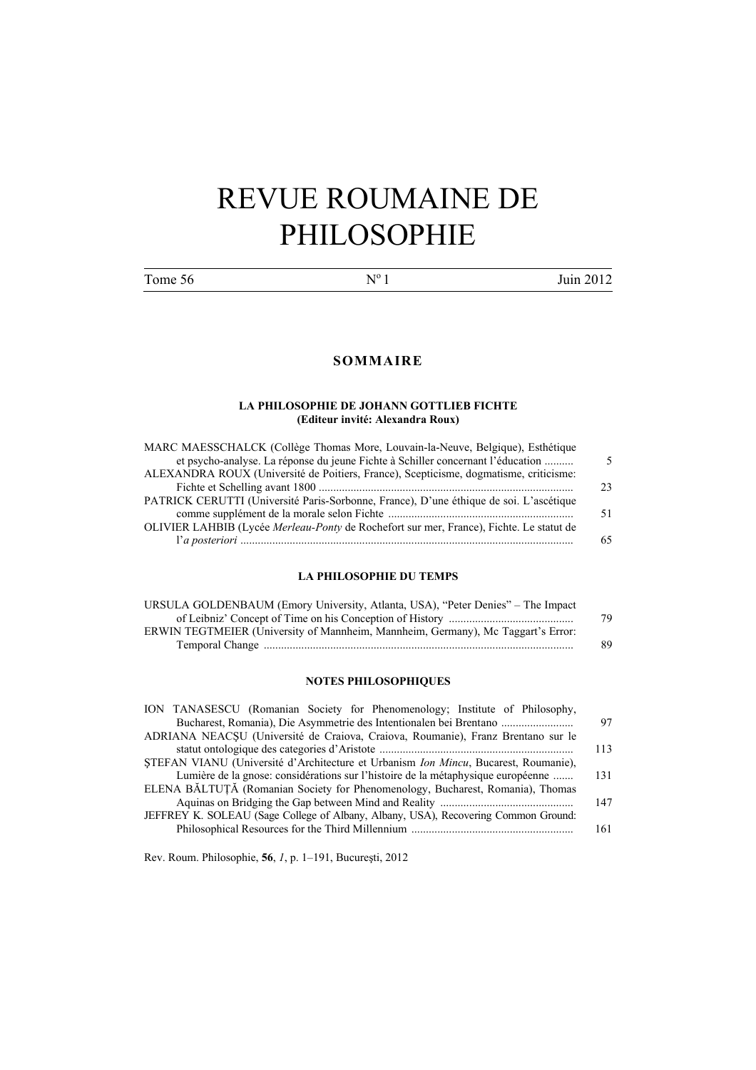# REVUE ROUMAINE DE PHILOSOPHIE

Tome 56 | Nº 1 | Juin 2012

## SOMMAIRE

### LA PHILOSOPHIE DE JOHANN GOTTLIEB FICHTE
**(Editeur invité: Alexandra Roux)**

MARC MAESSCHALCK (Collège Thomas More, Louvain-la-Neuve, Belgique), Esthétique et psycho-analyse. La réponse du jeune Fichte à Schiller concernant l'éducation .......... 5

ALEXANDRA ROUX (Université de Poitiers, France), Scepticisme, dogmatisme, criticisme: Fichte et Schelling avant 1800 ........ 23

PATRICK CERUTTI (Université Paris-Sorbonne, France), D'une éthique de soi. L'ascétique comme supplément de la morale selon Fichte ........ 51

OLIVIER LAHBIB (Lycée *Merleau-Ponty* de Rochefort sur mer, France), Fichte. Le statut de l'*a posteriori* ........ 65

### LA PHILOSOPHIE DU TEMPS

URSULA GOLDENBAUM (Emory University, Atlanta, USA), "Peter Denies" – The Impact of Leibniz' Concept of Time on his Conception of History ........ 79

ERWIN TEGTMEIER (University of Mannheim, Mannheim, Germany), Mc Taggart's Error: Temporal Change ........ 89

### NOTES PHILOSOPHIQUES

ION TANASESCU (Romanian Society for Phenomenology; Institute of Philosophy, Bucharest, Romania), Die Asymmetrie des Intentionalen bei Brentano ........ 97

ADRIANA NEACŞU (Université de Craiova, Craiova, Roumanie), Franz Brentano sur le statut ontologique des categories d'Aristote ........ 113

ŞTEFAN VIANU (Université d'Architecture et Urbanism *Ion Mincu*, Bucarest, Roumanie), Lumière de la gnose: considérations sur l'histoire de la métaphysique européenne ....... 131

ELENA BĂLTUȚĂ (Romanian Society for Phenomenology, Bucharest, Romania), Thomas Aquinas on Bridging the Gap between Mind and Reality ........ 147

JEFFREY K. SOLEAU (Sage College of Albany, Albany, USA), Recovering Common Ground: Philosophical Resources for the Third Millennium ........ 161

Rev. Roum. Philosophie, **56**, *1*, p. 1–191, Bucureşti, 2012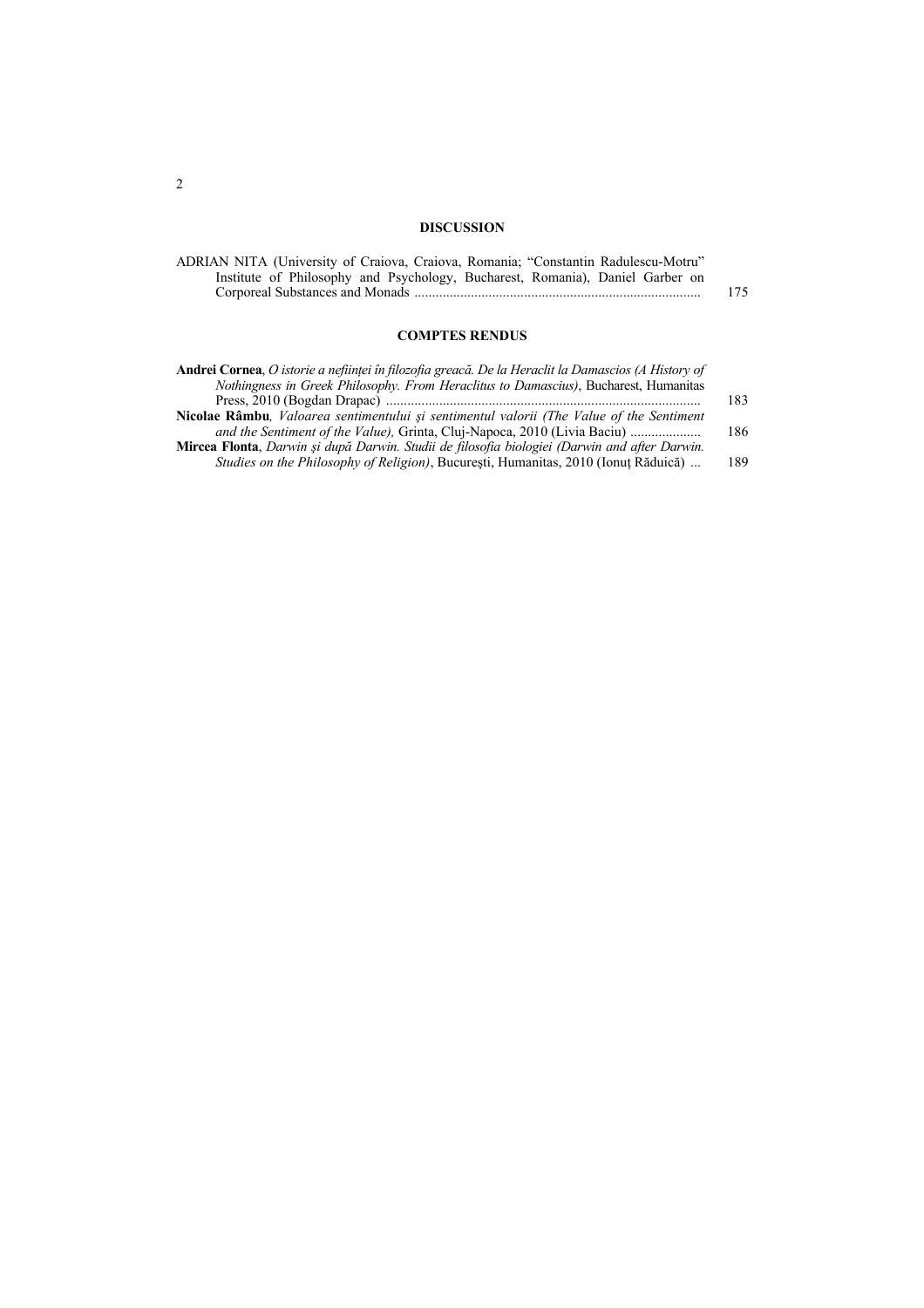## DISCUSSION

ADRIAN NITA (University of Craiova, Craiova, Romania; "Constantin Radulescu-Motru" Institute of Philosophy and Psychology, Bucharest, Romania), Daniel Garber on Corporeal Substances and Monads ................................................................................ 175

## COMPTES RENDUS

**Andrei Cornea**, *O istorie a neființei în filozofia greacă. De la Heraclit la Damascios (A History of Nothingness in Greek Philosophy. From Heraclitus to Damascius)*, Bucharest, Humanitas Press, 2010 (Bogdan Drapac) ......................................................................................... 183

**Nicolae Râmbu**, *Valoarea sentimentului și sentimentul valorii (The Value of the Sentiment and the Sentiment of the Value),* Grinta, Cluj-Napoca, 2010 (Livia Baciu) .................... 186

**Mircea Flonta**, *Darwin și după Darwin. Studii de filosofia biologiei (Darwin and after Darwin. Studies on the Philosophy of Religion)*, București, Humanitas, 2010 (Ionuț Răduică) ... 189